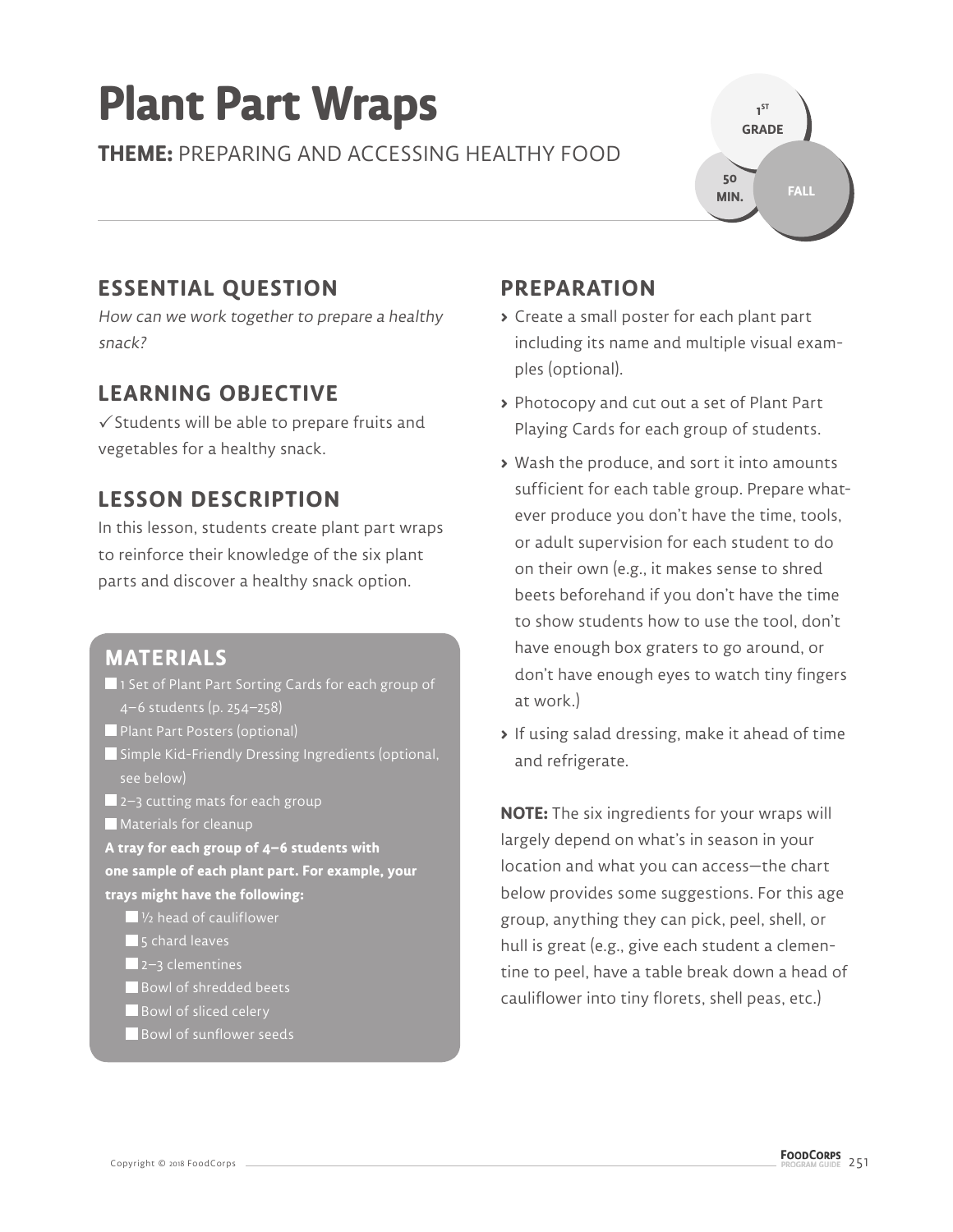# Plant Part Wraps

**THEME:** PREPARING AND ACCESSING HEALTHY FOOD

1ST GRADE

50 MIN.

FALL

## ESSENTIAL QUESTION

*How can we work together to prepare a healthy snack?*

## LEARNING OBJECTIVE

✓Students will be able to prepare fruits and vegetables for a healthy snack.

## LESSON DESCRIPTION

In this lesson, students create plant part wraps to reinforce their knowledge of the six plant parts and discover a healthy snack option.

## MATERIALS

- 1 Set of Plant Part Sorting Cards for each group of 4–6 students (p. 254–258)
- Plant Part Posters (optional)
- Simple Kid-Friendly Dressing Ingredients (optional, see below)
- 2–3 cutting mats for each group
- Materials for cleanup

**A tray for each group of 4–6 students with one sample of each plant part. For example, your trays might have the following:**

- ½ head of cauliflower
- 5 chard leaves
- 2–3 clementines
- Bowl of shredded beets
- Bowl of sliced celery
- Bowl of sunflower seeds

## PREPARATION

- Create a small poster for each plant part including its name and multiple visual examples (optional).
- Photocopy and cut out a set of Plant Part Playing Cards for each group of students.
- Wash the produce, and sort it into amounts sufficient for each table group. Prepare whatever produce you don't have the time, tools, or adult supervision for each student to do on their own (e.g., it makes sense to shred beets beforehand if you don't have the time to show students how to use the tool, don't have enough box graters to go around, or don't have enough eyes to watch tiny fingers at work.)
- If using salad dressing, make it ahead of time and refrigerate.

**NOTE:** The six ingredients for your wraps will largely depend on what's in season in your location and what you can access—the chart below provides some suggestions. For this age group, anything they can pick, peel, shell, or hull is great (e.g., give each student a clementine to peel, have a table break down a head of cauliflower into tiny florets, shell peas, etc.)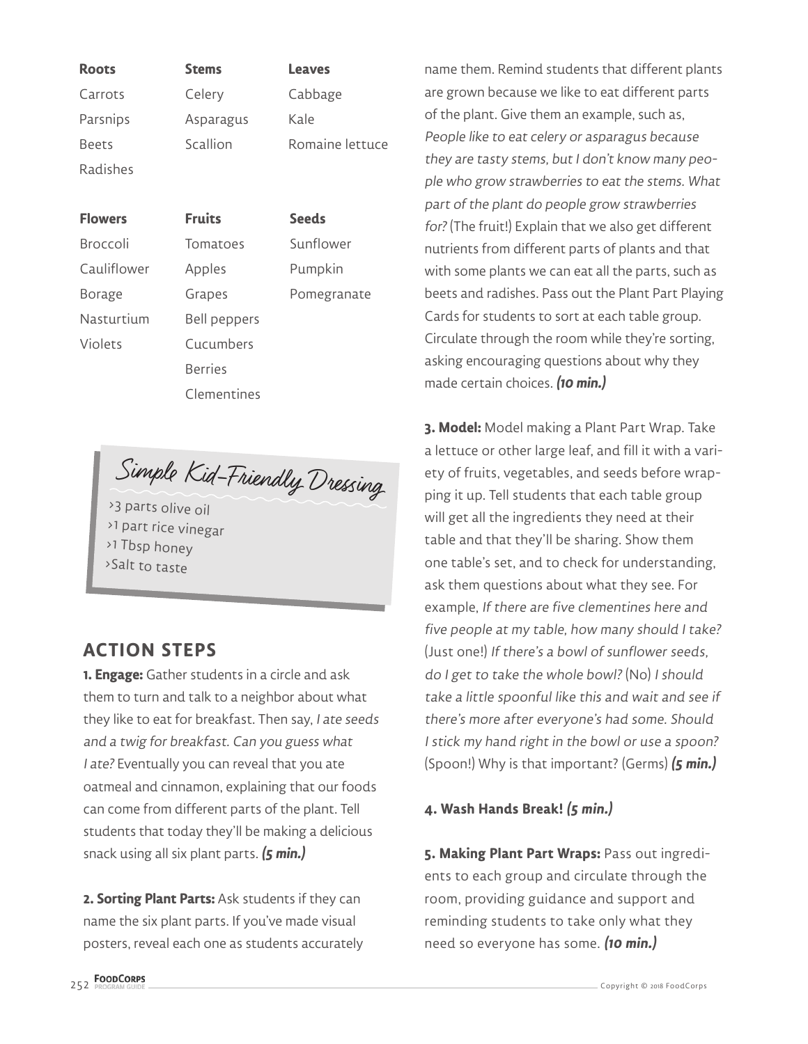| Roots | Stems | Leaves |
|---|---|---|
| Carrots | Celery | Cabbage |
| Parsnips | Asparagus | Kale |
| Beets | Scallion | Romaine lettuce |
| Radishes | | |

| Flowers | Fruits | Seeds |
|---|---|---|
| Broccoli | Tomatoes | Sunflower |
| Cauliflower | Apples | Pumpkin |
| Borage | Grapes | Pomegranate |
| Nasturtium | Bell peppers | |
| Violets | Cucumbers | |
| | Berries | |
| | Clementines | |

### Simple Kid-Friendly Dressing

- 3 parts olive oil
- 1 part rice vinegar
- 1 Tbsp honey
- Salt to taste

## ACTION STEPS

**1. Engage:** Gather students in a circle and ask them to turn and talk to a neighbor about what they like to eat for breakfast. Then say, *I ate seeds and a twig for breakfast. Can you guess what I ate?* Eventually you can reveal that you ate oatmeal and cinnamon, explaining that our foods can come from different parts of the plant. Tell students that today they'll be making a delicious snack using all six plant parts. ***(5 min.)***

**2. Sorting Plant Parts:** Ask students if they can name the six plant parts. If you've made visual posters, reveal each one as students accurately name them. Remind students that different plants are grown because we like to eat different parts of the plant. Give them an example, such as, *People like to eat celery or asparagus because they are tasty stems, but I don't know many people who grow strawberries to eat the stems. What part of the plant do people grow strawberries for?* (The fruit!) Explain that we also get different nutrients from different parts of plants and that with some plants we can eat all the parts, such as beets and radishes. Pass out the Plant Part Playing Cards for students to sort at each table group. Circulate through the room while they're sorting, asking encouraging questions about why they made certain choices. ***(10 min.)***

**3. Model:** Model making a Plant Part Wrap. Take a lettuce or other large leaf, and fill it with a variety of fruits, vegetables, and seeds before wrapping it up. Tell students that each table group will get all the ingredients they need at their table and that they'll be sharing. Show them one table's set, and to check for understanding, ask them questions about what they see. For example, *If there are five clementines here and five people at my table, how many should I take?* (Just one!) *If there's a bowl of sunflower seeds, do I get to take the whole bowl?* (No) *I should take a little spoonful like this and wait and see if there's more after everyone's had some. Should I stick my hand right in the bowl or use a spoon?* (Spoon!) Why is that important? (Germs) ***(5 min.)***

**4. Wash Hands Break! *(5 min.)***

**5. Making Plant Part Wraps:** Pass out ingredients to each group and circulate through the room, providing guidance and support and reminding students to take only what they need so everyone has some. ***(10 min.)***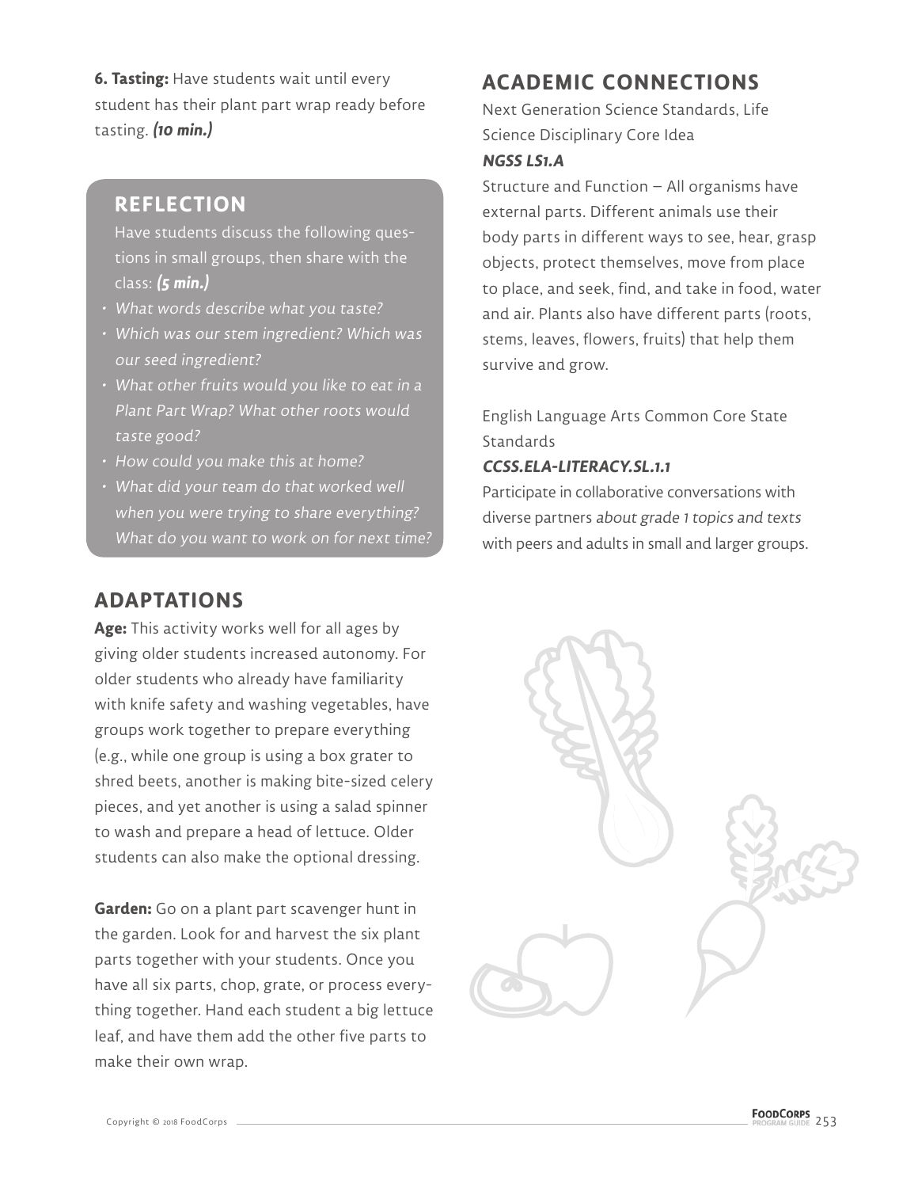**6. Tasting:** Have students wait until every student has their plant part wrap ready before tasting. ***(10 min.)***

## REFLECTION

Have students discuss the following questions in small groups, then share with the class: ***(5 min.)***

- *What words describe what you taste?*
- *Which was our stem ingredient? Which was our seed ingredient?*
- *What other fruits would you like to eat in a Plant Part Wrap? What other roots would taste good?*
- *How could you make this at home?*
- *What did your team do that worked well when you were trying to share everything? What do you want to work on for next time?*

## ADAPTATIONS

**Age:** This activity works well for all ages by giving older students increased autonomy. For older students who already have familiarity with knife safety and washing vegetables, have groups work together to prepare everything (e.g., while one group is using a box grater to shred beets, another is making bite-sized celery pieces, and yet another is using a salad spinner to wash and prepare a head of lettuce. Older students can also make the optional dressing.

**Garden:** Go on a plant part scavenger hunt in the garden. Look for and harvest the six plant parts together with your students. Once you have all six parts, chop, grate, or process everything together. Hand each student a big lettuce leaf, and have them add the other five parts to make their own wrap.

## ACADEMIC CONNECTIONS

Next Generation Science Standards, Life Science Disciplinary Core Idea

***NGSS LS1.A***

Structure and Function – All organisms have external parts. Different animals use their body parts in different ways to see, hear, grasp objects, protect themselves, move from place to place, and seek, find, and take in food, water and air. Plants also have different parts (roots, stems, leaves, flowers, fruits) that help them survive and grow.

English Language Arts Common Core State Standards

***CCSS.ELA-LITERACY.SL.1.1***

Participate in collaborative conversations with diverse partners *about grade 1 topics and texts* with peers and adults in small and larger groups.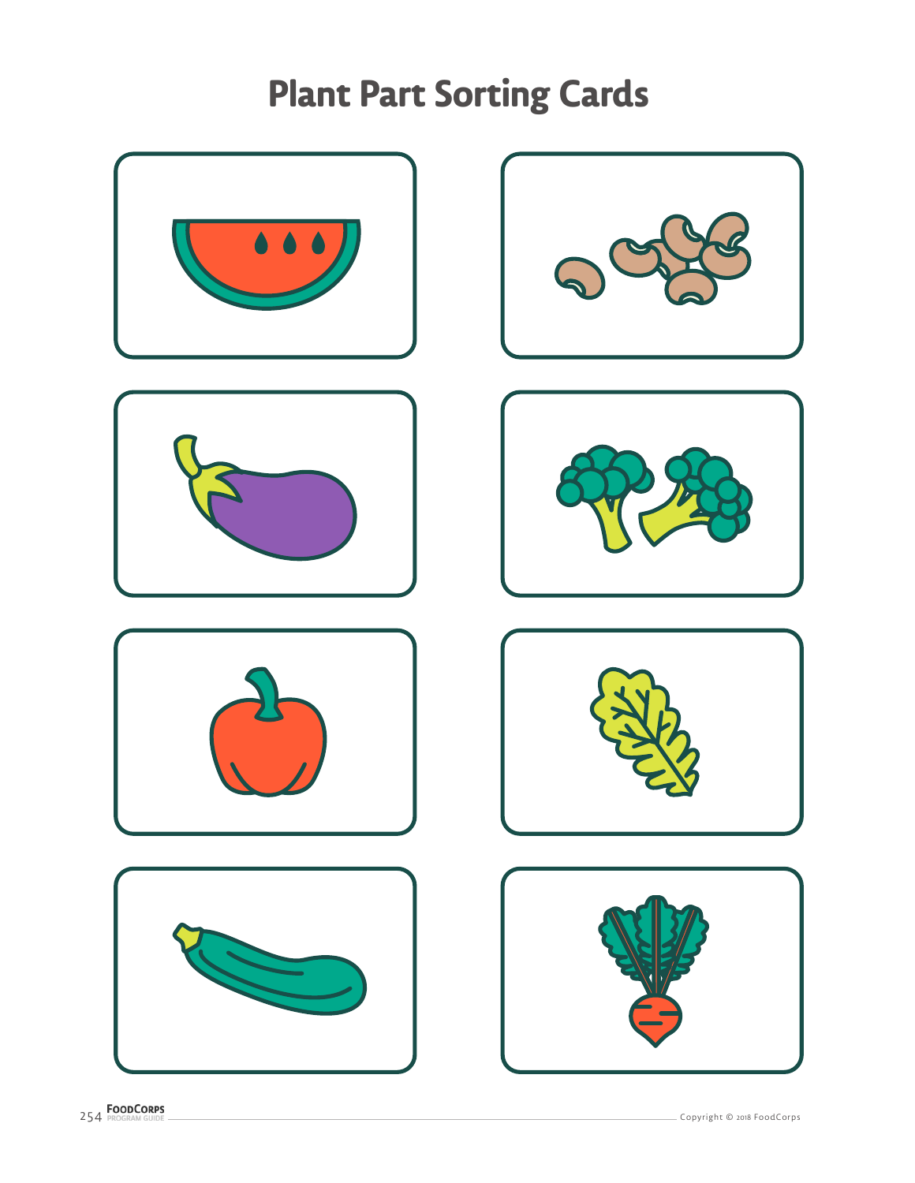# Plant Part Sorting Cards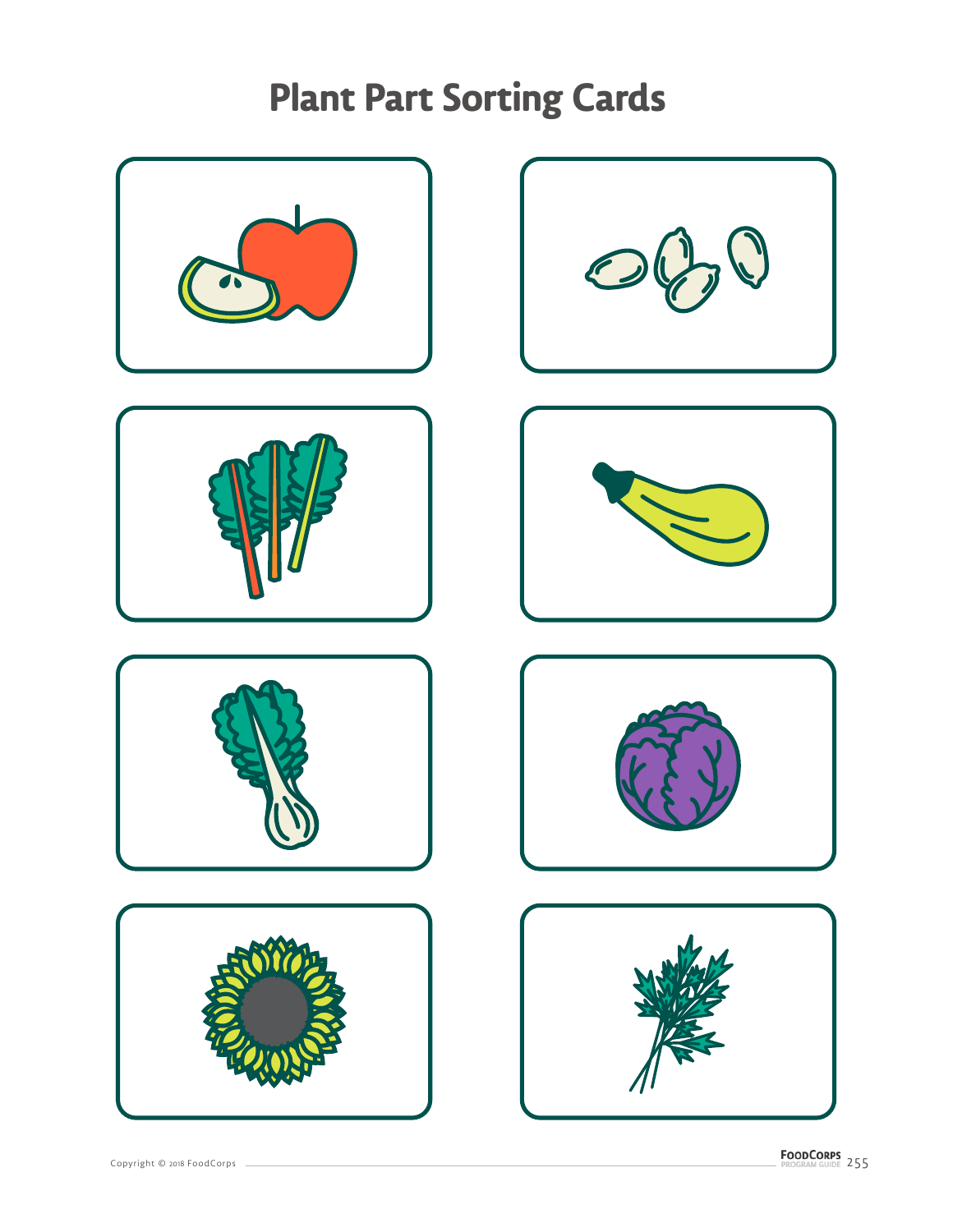# Plant Part Sorting Cards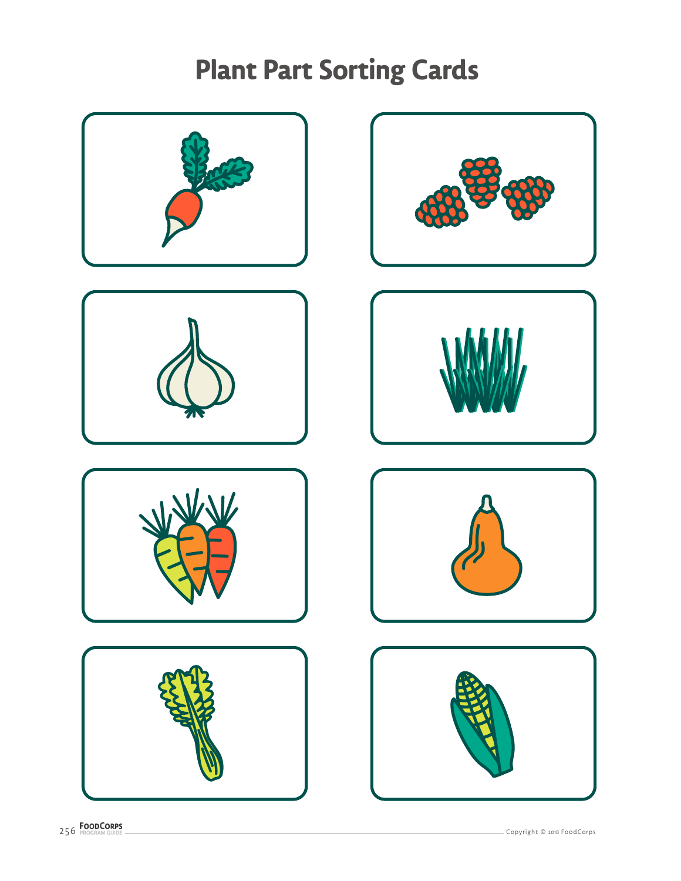# Plant Part Sorting Cards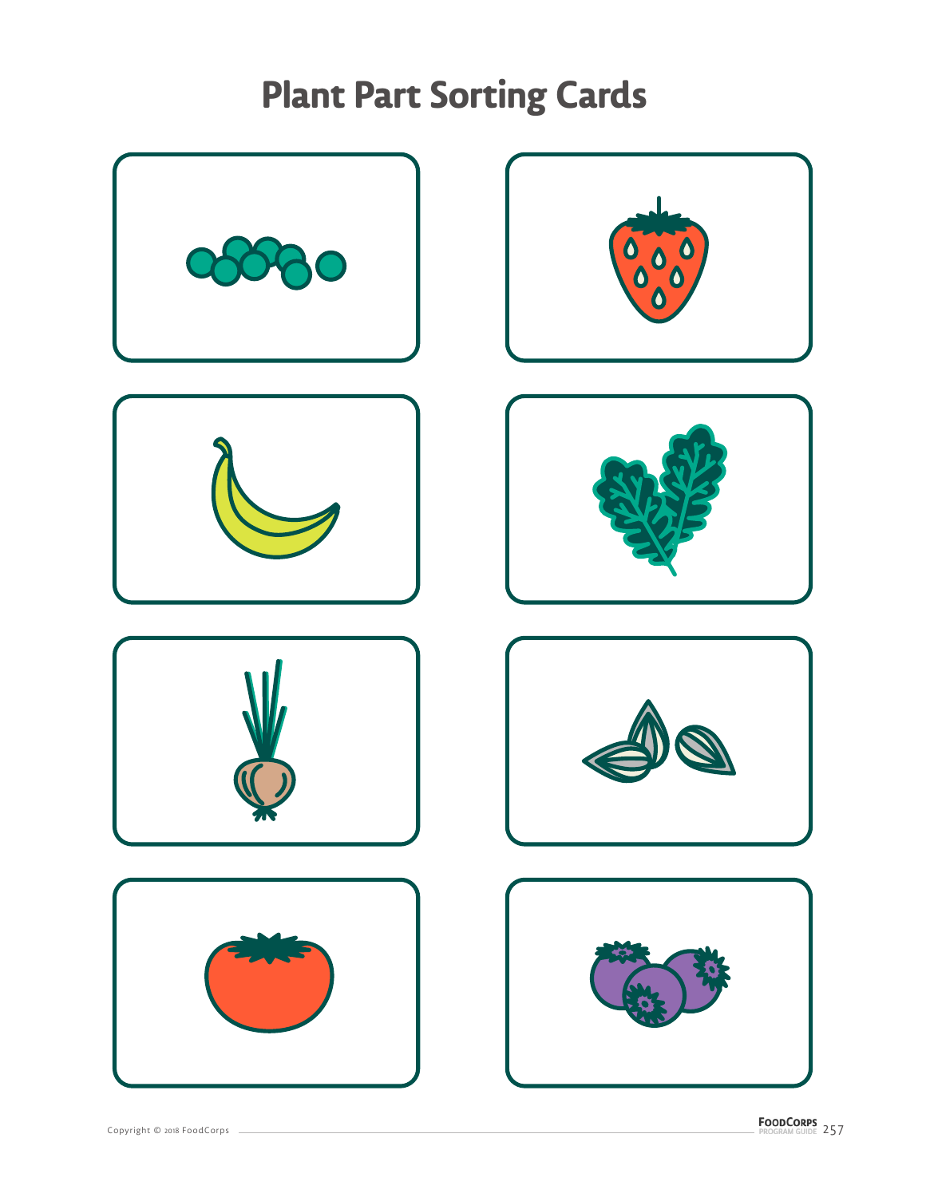# Plant Part Sorting Cards

Copyright © 2018 FoodCorps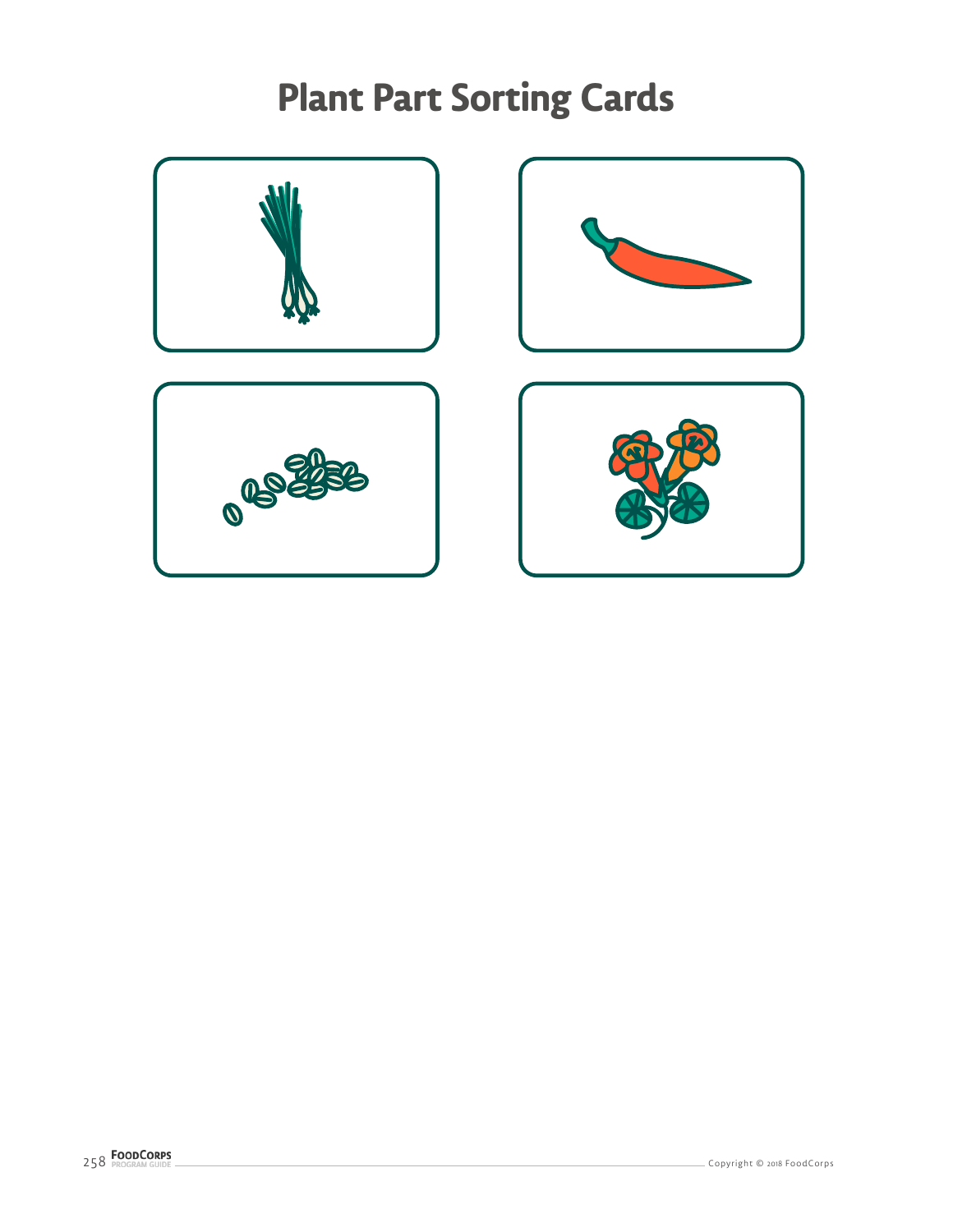# Plant Part Sorting Cards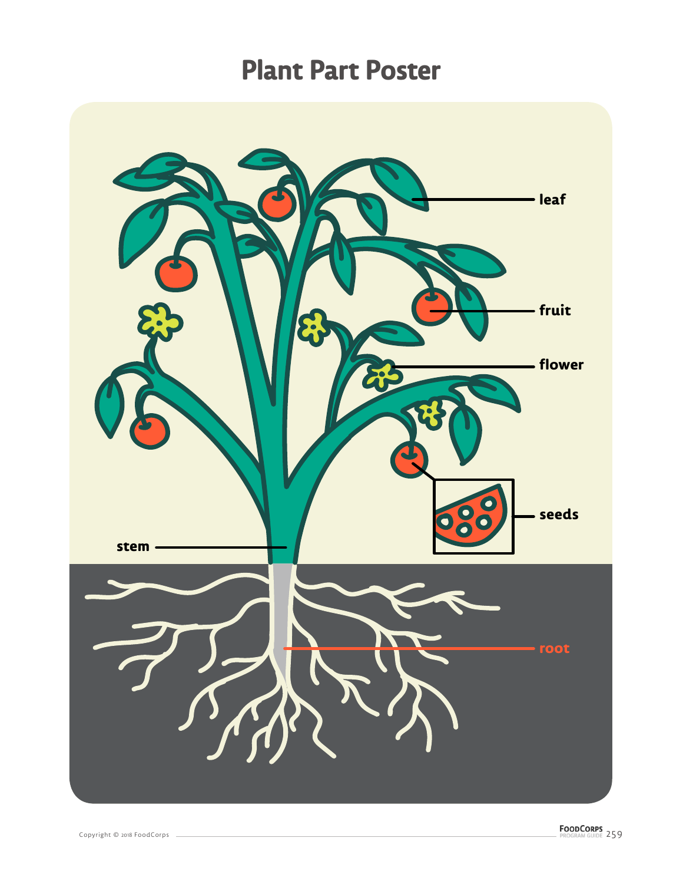# Plant Part Poster

leaf

fruit

flower

seeds

stem

root

Copyright © 2018 FoodCorps